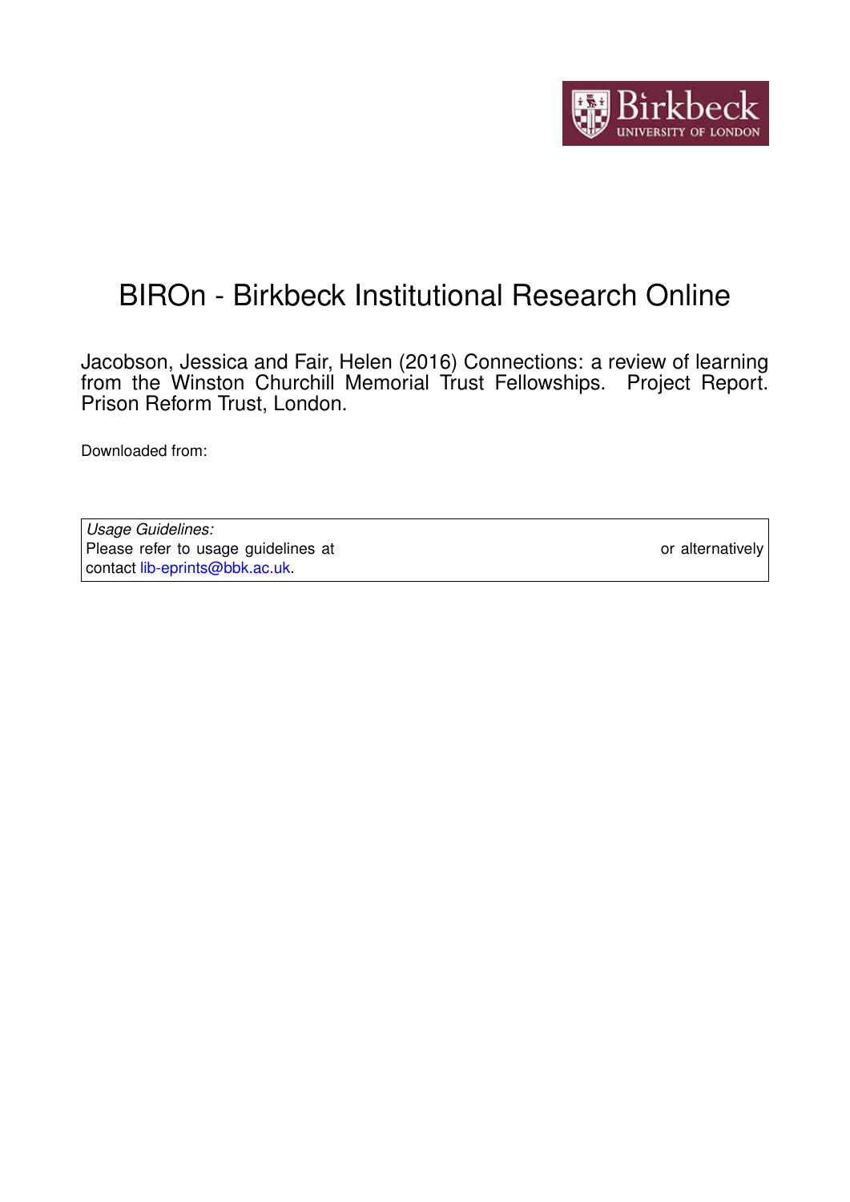# BIROn - Birkbeck Institutional Research Online

Jacobson, Jessica and Fair, Helen (2016) Connections: a review of learning from the Winston Churchill Memorial Trust Fellowships. Project Report. Prison Reform Trust, London.

Downloaded from:

| *Usage Guidelines:* Please refer to usage guidelines at or alternatively contact lib-eprints@bbk.ac.uk. |
| --- |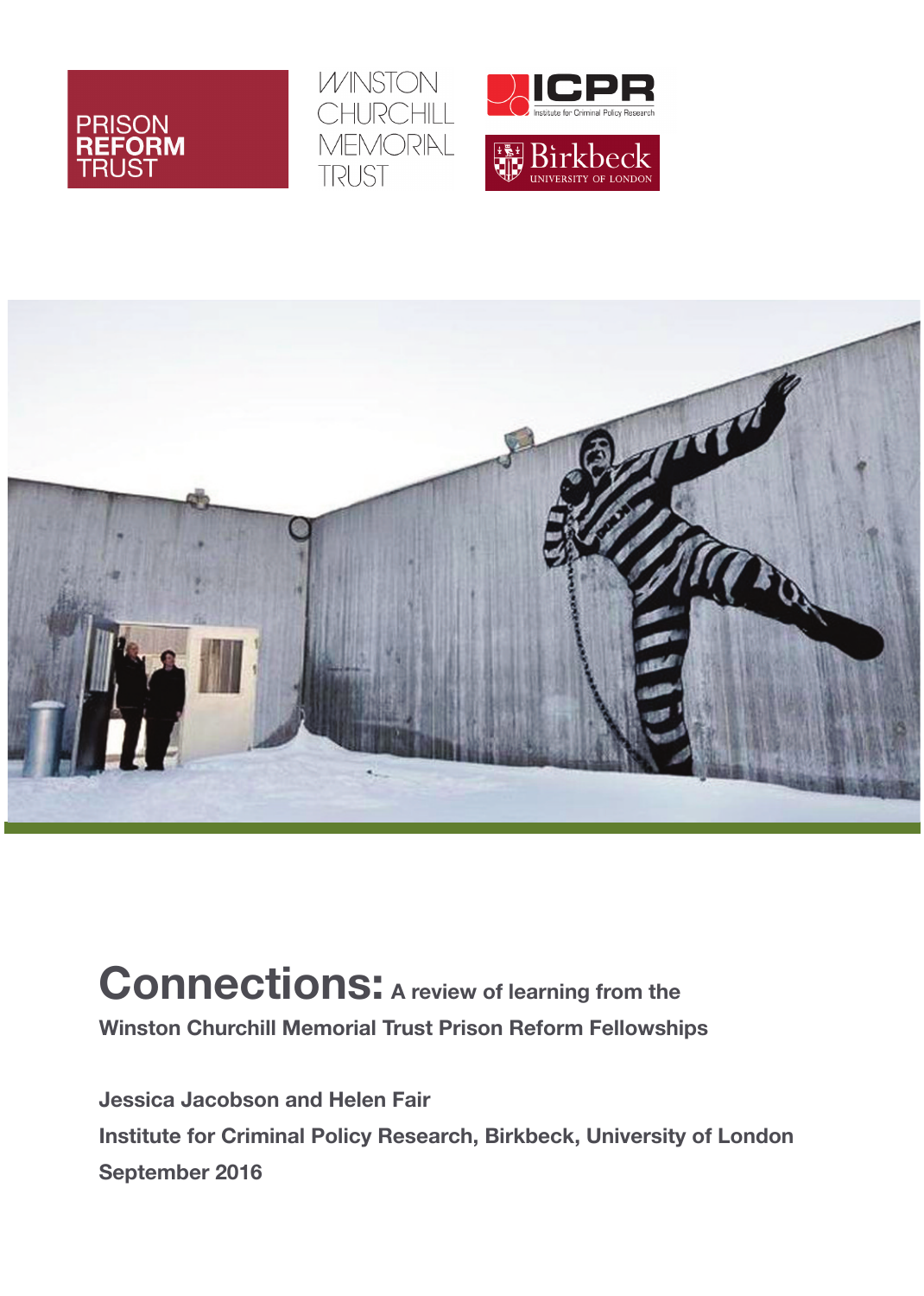PRISON REFORM TRUST

WINSTON CHURCHILL MEMORIAL TRUST

ICPR Institute for Criminal Policy Research

Birkbeck UNIVERSITY OF LONDON

# Connections: A review of learning from the Winston Churchill Memorial Trust Prison Reform Fellowships

**Jessica Jacobson and Helen Fair**

**Institute for Criminal Policy Research, Birkbeck, University of London**

**September 2016**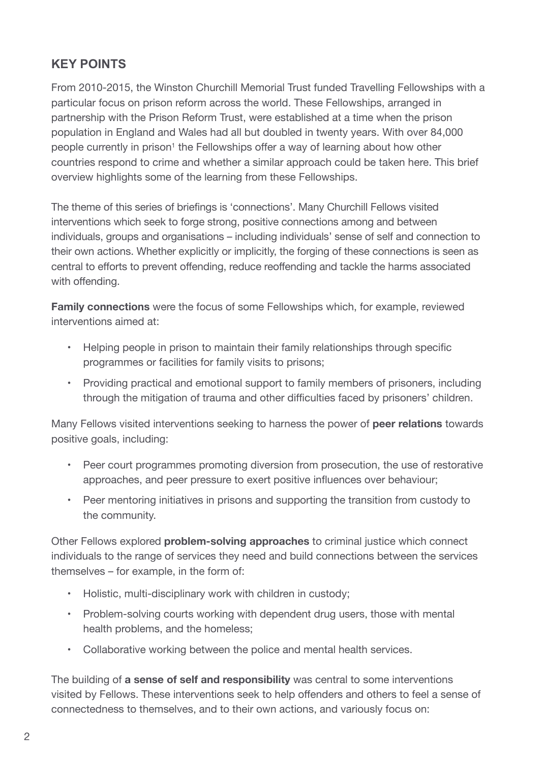## KEY POINTS

From 2010-2015, the Winston Churchill Memorial Trust funded Travelling Fellowships with a particular focus on prison reform across the world. These Fellowships, arranged in partnership with the Prison Reform Trust, were established at a time when the prison population in England and Wales had all but doubled in twenty years. With over 84,000 people currently in prison[1] the Fellowships offer a way of learning about how other countries respond to crime and whether a similar approach could be taken here. This brief overview highlights some of the learning from these Fellowships.

The theme of this series of briefings is 'connections'. Many Churchill Fellows visited interventions which seek to forge strong, positive connections among and between individuals, groups and organisations – including individuals' sense of self and connection to their own actions. Whether explicitly or implicitly, the forging of these connections is seen as central to efforts to prevent offending, reduce reoffending and tackle the harms associated with offending.

**Family connections** were the focus of some Fellowships which, for example, reviewed interventions aimed at:

- Helping people in prison to maintain their family relationships through specific programmes or facilities for family visits to prisons;
- Providing practical and emotional support to family members of prisoners, including through the mitigation of trauma and other difficulties faced by prisoners' children.

Many Fellows visited interventions seeking to harness the power of **peer relations** towards positive goals, including:

- Peer court programmes promoting diversion from prosecution, the use of restorative approaches, and peer pressure to exert positive influences over behaviour;
- Peer mentoring initiatives in prisons and supporting the transition from custody to the community.

Other Fellows explored **problem-solving approaches** to criminal justice which connect individuals to the range of services they need and build connections between the services themselves – for example, in the form of:

- Holistic, multi-disciplinary work with children in custody;
- Problem-solving courts working with dependent drug users, those with mental health problems, and the homeless;
- Collaborative working between the police and mental health services.

The building of **a sense of self and responsibility** was central to some interventions visited by Fellows. These interventions seek to help offenders and others to feel a sense of connectedness to themselves, and to their own actions, and variously focus on: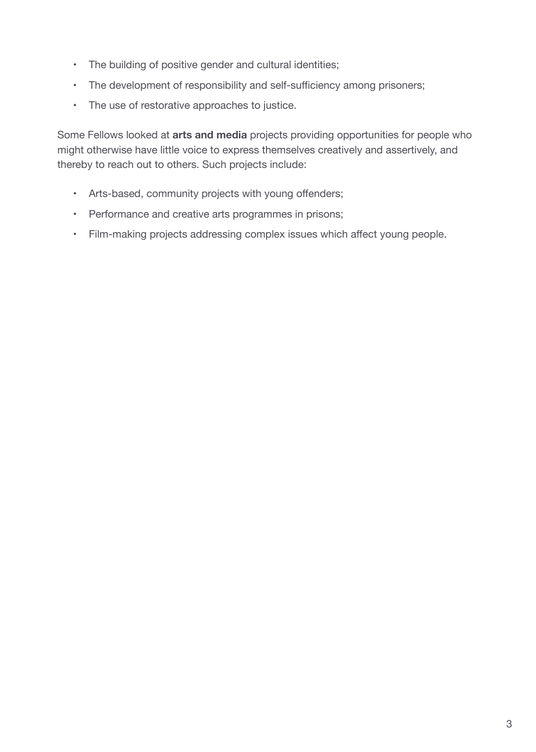- The building of positive gender and cultural identities;
- The development of responsibility and self-sufficiency among prisoners;
- The use of restorative approaches to justice.

Some Fellows looked at **arts and media** projects providing opportunities for people who might otherwise have little voice to express themselves creatively and assertively, and thereby to reach out to others. Such projects include:

- Arts-based, community projects with young offenders;
- Performance and creative arts programmes in prisons;
- Film-making projects addressing complex issues which affect young people.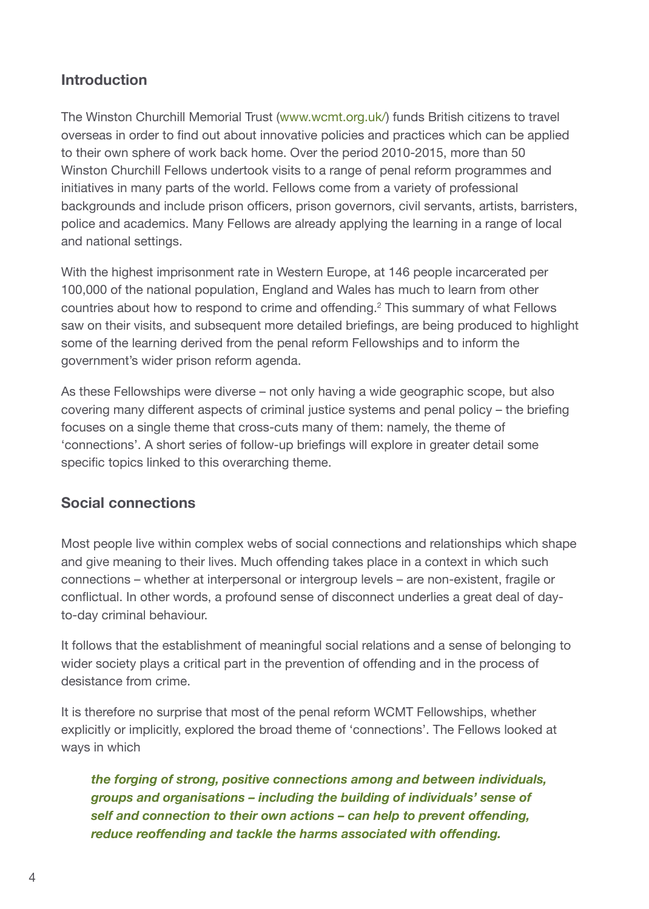## Introduction

The Winston Churchill Memorial Trust (www.wcmt.org.uk/) funds British citizens to travel overseas in order to find out about innovative policies and practices which can be applied to their own sphere of work back home. Over the period 2010-2015, more than 50 Winston Churchill Fellows undertook visits to a range of penal reform programmes and initiatives in many parts of the world. Fellows come from a variety of professional backgrounds and include prison officers, prison governors, civil servants, artists, barristers, police and academics. Many Fellows are already applying the learning in a range of local and national settings.

With the highest imprisonment rate in Western Europe, at 146 people incarcerated per 100,000 of the national population, England and Wales has much to learn from other countries about how to respond to crime and offending.[2] This summary of what Fellows saw on their visits, and subsequent more detailed briefings, are being produced to highlight some of the learning derived from the penal reform Fellowships and to inform the government's wider prison reform agenda.

As these Fellowships were diverse – not only having a wide geographic scope, but also covering many different aspects of criminal justice systems and penal policy – the briefing focuses on a single theme that cross-cuts many of them: namely, the theme of 'connections'. A short series of follow-up briefings will explore in greater detail some specific topics linked to this overarching theme.

## Social connections

Most people live within complex webs of social connections and relationships which shape and give meaning to their lives. Much offending takes place in a context in which such connections – whether at interpersonal or intergroup levels – are non-existent, fragile or conflictual. In other words, a profound sense of disconnect underlies a great deal of day-to-day criminal behaviour.

It follows that the establishment of meaningful social relations and a sense of belonging to wider society plays a critical part in the prevention of offending and in the process of desistance from crime.

It is therefore no surprise that most of the penal reform WCMT Fellowships, whether explicitly or implicitly, explored the broad theme of 'connections'. The Fellows looked at ways in which

> ***the forging of strong, positive connections among and between individuals, groups and organisations – including the building of individuals' sense of self and connection to their own actions – can help to prevent offending, reduce reoffending and tackle the harms associated with offending.***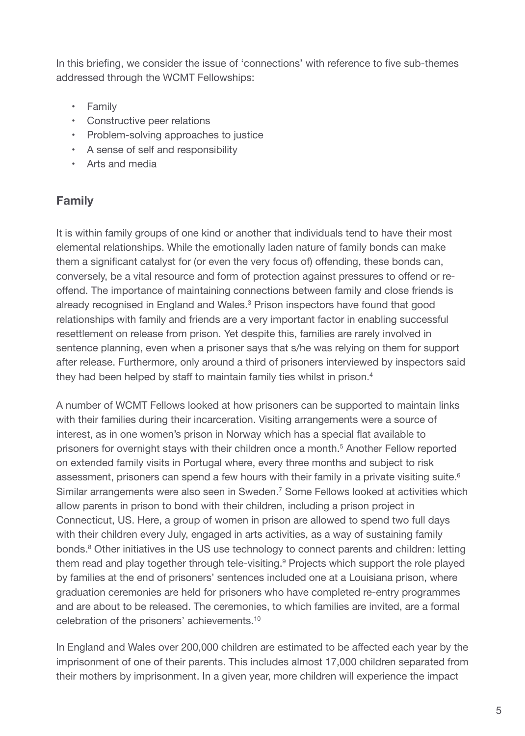In this briefing, we consider the issue of 'connections' with reference to five sub-themes addressed through the WCMT Fellowships:

- Family
- Constructive peer relations
- Problem-solving approaches to justice
- A sense of self and responsibility
- Arts and media

## Family

It is within family groups of one kind or another that individuals tend to have their most elemental relationships. While the emotionally laden nature of family bonds can make them a significant catalyst for (or even the very focus of) offending, these bonds can, conversely, be a vital resource and form of protection against pressures to offend or re-offend. The importance of maintaining connections between family and close friends is already recognised in England and Wales.[3] Prison inspectors have found that good relationships with family and friends are a very important factor in enabling successful resettlement on release from prison. Yet despite this, families are rarely involved in sentence planning, even when a prisoner says that s/he was relying on them for support after release. Furthermore, only around a third of prisoners interviewed by inspectors said they had been helped by staff to maintain family ties whilst in prison.[4]

A number of WCMT Fellows looked at how prisoners can be supported to maintain links with their families during their incarceration. Visiting arrangements were a source of interest, as in one women's prison in Norway which has a special flat available to prisoners for overnight stays with their children once a month.[5] Another Fellow reported on extended family visits in Portugal where, every three months and subject to risk assessment, prisoners can spend a few hours with their family in a private visiting suite.[6] Similar arrangements were also seen in Sweden.[7] Some Fellows looked at activities which allow parents in prison to bond with their children, including a prison project in Connecticut, US. Here, a group of women in prison are allowed to spend two full days with their children every July, engaged in arts activities, as a way of sustaining family bonds.[8] Other initiatives in the US use technology to connect parents and children: letting them read and play together through tele-visiting.[9] Projects which support the role played by families at the end of prisoners' sentences included one at a Louisiana prison, where graduation ceremonies are held for prisoners who have completed re-entry programmes and are about to be released. The ceremonies, to which families are invited, are a formal celebration of the prisoners' achievements.[10]

In England and Wales over 200,000 children are estimated to be affected each year by the imprisonment of one of their parents. This includes almost 17,000 children separated from their mothers by imprisonment. In a given year, more children will experience the impact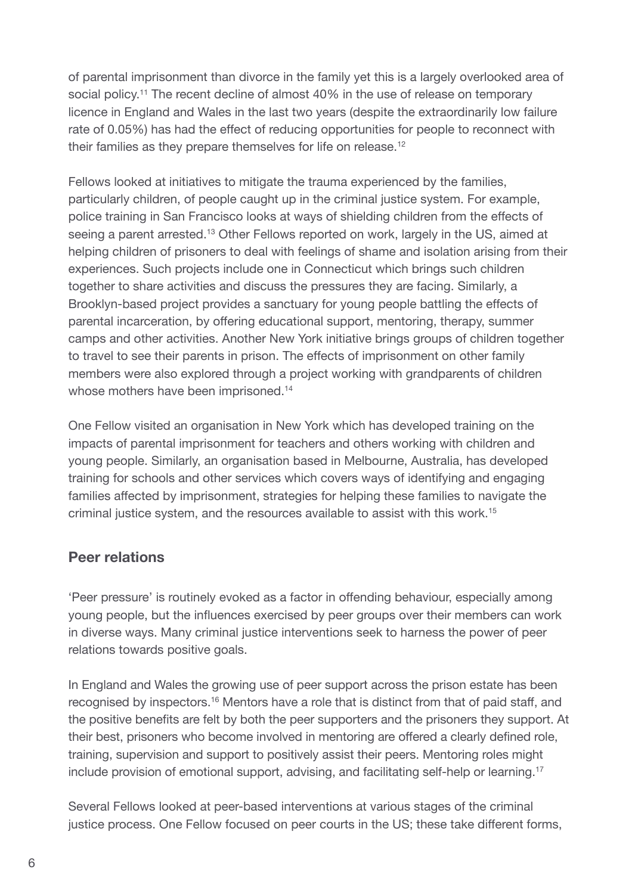of parental imprisonment than divorce in the family yet this is a largely overlooked area of social policy.[11] The recent decline of almost 40% in the use of release on temporary licence in England and Wales in the last two years (despite the extraordinarily low failure rate of 0.05%) has had the effect of reducing opportunities for people to reconnect with their families as they prepare themselves for life on release.[12]

Fellows looked at initiatives to mitigate the trauma experienced by the families, particularly children, of people caught up in the criminal justice system. For example, police training in San Francisco looks at ways of shielding children from the effects of seeing a parent arrested.[13] Other Fellows reported on work, largely in the US, aimed at helping children of prisoners to deal with feelings of shame and isolation arising from their experiences. Such projects include one in Connecticut which brings such children together to share activities and discuss the pressures they are facing. Similarly, a Brooklyn-based project provides a sanctuary for young people battling the effects of parental incarceration, by offering educational support, mentoring, therapy, summer camps and other activities. Another New York initiative brings groups of children together to travel to see their parents in prison. The effects of imprisonment on other family members were also explored through a project working with grandparents of children whose mothers have been imprisoned.[14]

One Fellow visited an organisation in New York which has developed training on the impacts of parental imprisonment for teachers and others working with children and young people. Similarly, an organisation based in Melbourne, Australia, has developed training for schools and other services which covers ways of identifying and engaging families affected by imprisonment, strategies for helping these families to navigate the criminal justice system, and the resources available to assist with this work.[15]

## Peer relations

'Peer pressure' is routinely evoked as a factor in offending behaviour, especially among young people, but the influences exercised by peer groups over their members can work in diverse ways. Many criminal justice interventions seek to harness the power of peer relations towards positive goals.

In England and Wales the growing use of peer support across the prison estate has been recognised by inspectors.[16] Mentors have a role that is distinct from that of paid staff, and the positive benefits are felt by both the peer supporters and the prisoners they support. At their best, prisoners who become involved in mentoring are offered a clearly defined role, training, supervision and support to positively assist their peers. Mentoring roles might include provision of emotional support, advising, and facilitating self-help or learning.[17]

Several Fellows looked at peer-based interventions at various stages of the criminal justice process. One Fellow focused on peer courts in the US; these take different forms,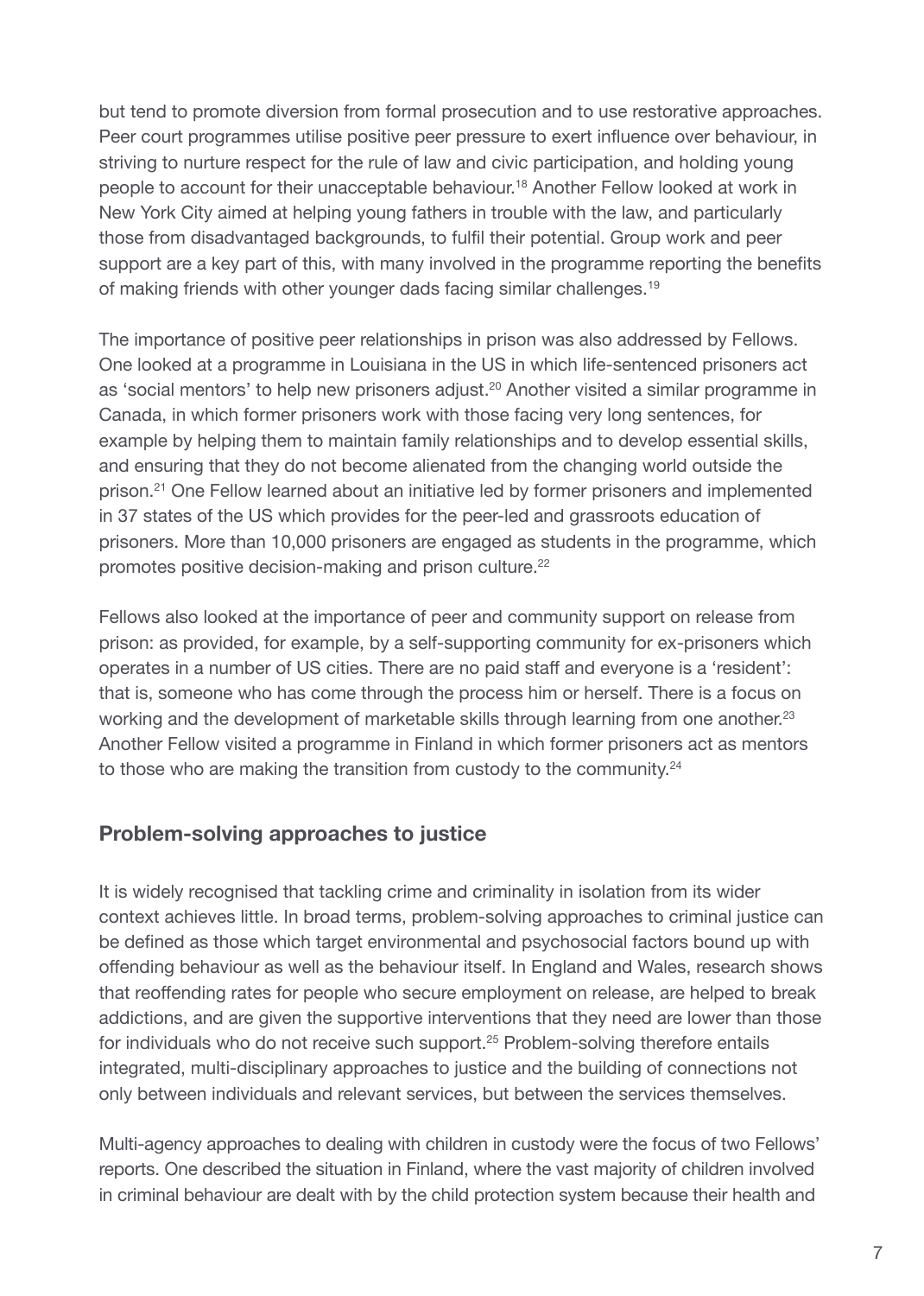but tend to promote diversion from formal prosecution and to use restorative approaches. Peer court programmes utilise positive peer pressure to exert influence over behaviour, in striving to nurture respect for the rule of law and civic participation, and holding young people to account for their unacceptable behaviour.[18] Another Fellow looked at work in New York City aimed at helping young fathers in trouble with the law, and particularly those from disadvantaged backgrounds, to fulfil their potential. Group work and peer support are a key part of this, with many involved in the programme reporting the benefits of making friends with other younger dads facing similar challenges.[19]

The importance of positive peer relationships in prison was also addressed by Fellows. One looked at a programme in Louisiana in the US in which life-sentenced prisoners act as 'social mentors' to help new prisoners adjust.[20] Another visited a similar programme in Canada, in which former prisoners work with those facing very long sentences, for example by helping them to maintain family relationships and to develop essential skills, and ensuring that they do not become alienated from the changing world outside the prison.[21] One Fellow learned about an initiative led by former prisoners and implemented in 37 states of the US which provides for the peer-led and grassroots education of prisoners. More than 10,000 prisoners are engaged as students in the programme, which promotes positive decision-making and prison culture.[22]

Fellows also looked at the importance of peer and community support on release from prison: as provided, for example, by a self-supporting community for ex-prisoners which operates in a number of US cities. There are no paid staff and everyone is a 'resident': that is, someone who has come through the process him or herself. There is a focus on working and the development of marketable skills through learning from one another.[23] Another Fellow visited a programme in Finland in which former prisoners act as mentors to those who are making the transition from custody to the community.[24]

## Problem-solving approaches to justice

It is widely recognised that tackling crime and criminality in isolation from its wider context achieves little. In broad terms, problem-solving approaches to criminal justice can be defined as those which target environmental and psychosocial factors bound up with offending behaviour as well as the behaviour itself. In England and Wales, research shows that reoffending rates for people who secure employment on release, are helped to break addictions, and are given the supportive interventions that they need are lower than those for individuals who do not receive such support.[25] Problem-solving therefore entails integrated, multi-disciplinary approaches to justice and the building of connections not only between individuals and relevant services, but between the services themselves.

Multi-agency approaches to dealing with children in custody were the focus of two Fellows' reports. One described the situation in Finland, where the vast majority of children involved in criminal behaviour are dealt with by the child protection system because their health and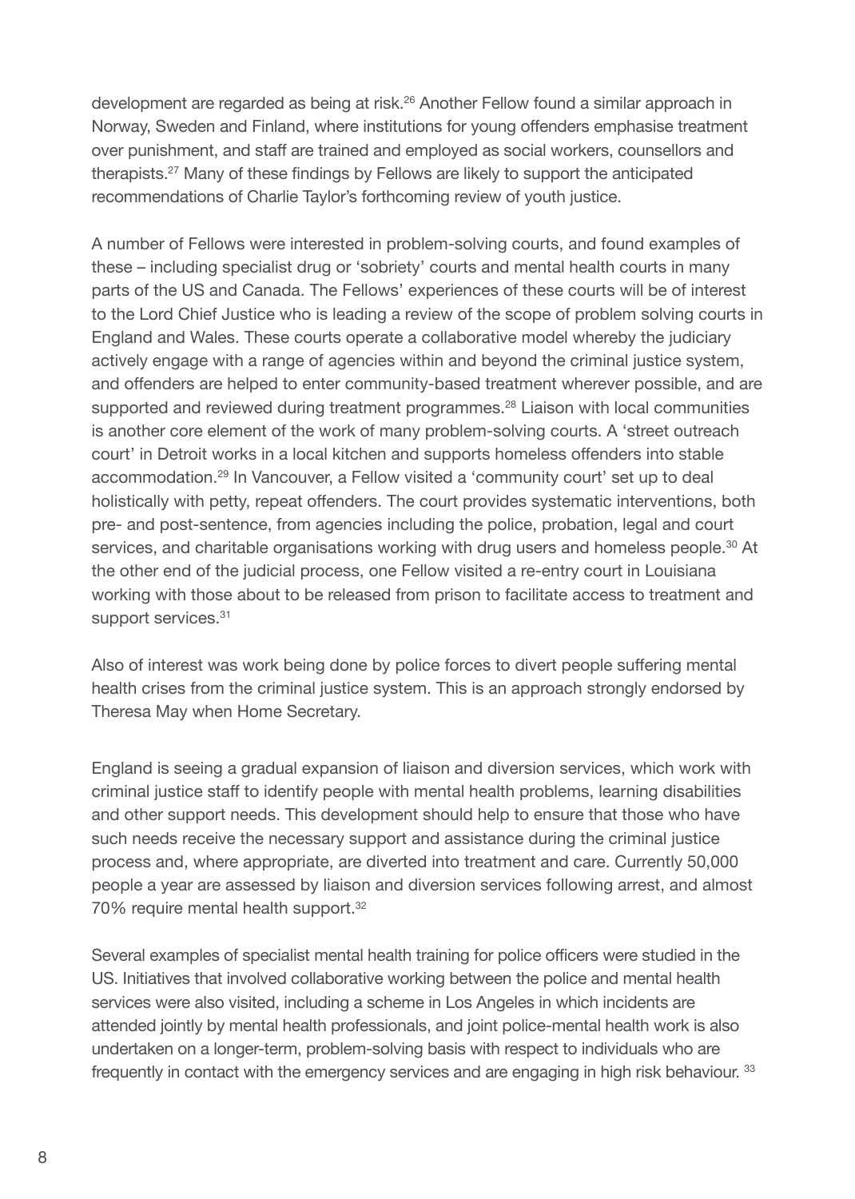development are regarded as being at risk.[26] Another Fellow found a similar approach in Norway, Sweden and Finland, where institutions for young offenders emphasise treatment over punishment, and staff are trained and employed as social workers, counsellors and therapists.[27] Many of these findings by Fellows are likely to support the anticipated recommendations of Charlie Taylor's forthcoming review of youth justice.

A number of Fellows were interested in problem-solving courts, and found examples of these – including specialist drug or 'sobriety' courts and mental health courts in many parts of the US and Canada. The Fellows' experiences of these courts will be of interest to the Lord Chief Justice who is leading a review of the scope of problem solving courts in England and Wales. These courts operate a collaborative model whereby the judiciary actively engage with a range of agencies within and beyond the criminal justice system, and offenders are helped to enter community-based treatment wherever possible, and are supported and reviewed during treatment programmes.[28] Liaison with local communities is another core element of the work of many problem-solving courts. A 'street outreach court' in Detroit works in a local kitchen and supports homeless offenders into stable accommodation.[29] In Vancouver, a Fellow visited a 'community court' set up to deal holistically with petty, repeat offenders. The court provides systematic interventions, both pre- and post-sentence, from agencies including the police, probation, legal and court services, and charitable organisations working with drug users and homeless people.[30] At the other end of the judicial process, one Fellow visited a re-entry court in Louisiana working with those about to be released from prison to facilitate access to treatment and support services.[31]

Also of interest was work being done by police forces to divert people suffering mental health crises from the criminal justice system. This is an approach strongly endorsed by Theresa May when Home Secretary.

England is seeing a gradual expansion of liaison and diversion services, which work with criminal justice staff to identify people with mental health problems, learning disabilities and other support needs. This development should help to ensure that those who have such needs receive the necessary support and assistance during the criminal justice process and, where appropriate, are diverted into treatment and care. Currently 50,000 people a year are assessed by liaison and diversion services following arrest, and almost 70% require mental health support.[32]

Several examples of specialist mental health training for police officers were studied in the US. Initiatives that involved collaborative working between the police and mental health services were also visited, including a scheme in Los Angeles in which incidents are attended jointly by mental health professionals, and joint police-mental health work is also undertaken on a longer-term, problem-solving basis with respect to individuals who are frequently in contact with the emergency services and are engaging in high risk behaviour.[33]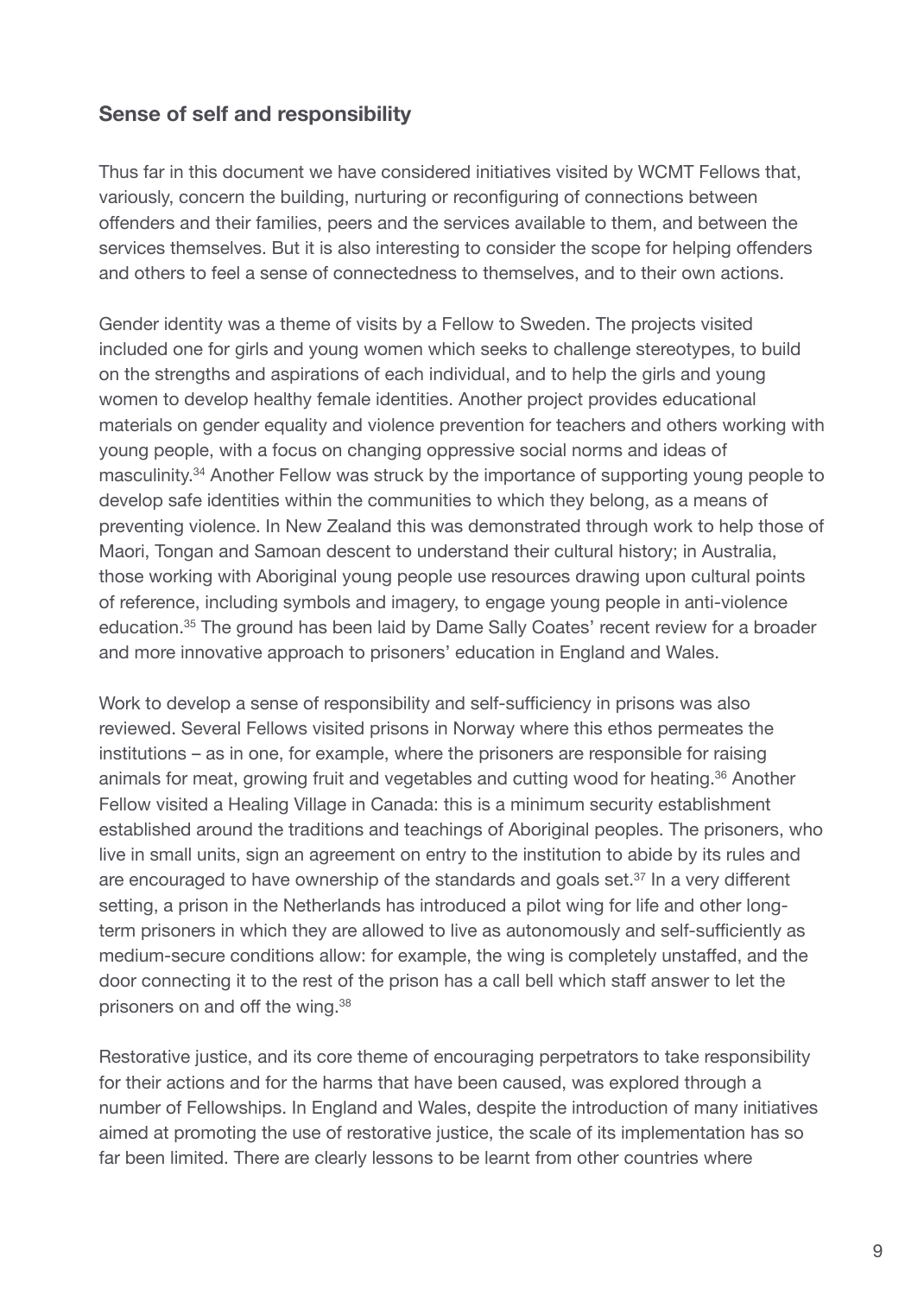## Sense of self and responsibility

Thus far in this document we have considered initiatives visited by WCMT Fellows that, variously, concern the building, nurturing or reconfiguring of connections between offenders and their families, peers and the services available to them, and between the services themselves. But it is also interesting to consider the scope for helping offenders and others to feel a sense of connectedness to themselves, and to their own actions.

Gender identity was a theme of visits by a Fellow to Sweden. The projects visited included one for girls and young women which seeks to challenge stereotypes, to build on the strengths and aspirations of each individual, and to help the girls and young women to develop healthy female identities. Another project provides educational materials on gender equality and violence prevention for teachers and others working with young people, with a focus on changing oppressive social norms and ideas of masculinity.[34] Another Fellow was struck by the importance of supporting young people to develop safe identities within the communities to which they belong, as a means of preventing violence. In New Zealand this was demonstrated through work to help those of Maori, Tongan and Samoan descent to understand their cultural history; in Australia, those working with Aboriginal young people use resources drawing upon cultural points of reference, including symbols and imagery, to engage young people in anti-violence education.[35] The ground has been laid by Dame Sally Coates' recent review for a broader and more innovative approach to prisoners' education in England and Wales.

Work to develop a sense of responsibility and self-sufficiency in prisons was also reviewed. Several Fellows visited prisons in Norway where this ethos permeates the institutions – as in one, for example, where the prisoners are responsible for raising animals for meat, growing fruit and vegetables and cutting wood for heating.[36] Another Fellow visited a Healing Village in Canada: this is a minimum security establishment established around the traditions and teachings of Aboriginal peoples. The prisoners, who live in small units, sign an agreement on entry to the institution to abide by its rules and are encouraged to have ownership of the standards and goals set.[37] In a very different setting, a prison in the Netherlands has introduced a pilot wing for life and other long-term prisoners in which they are allowed to live as autonomously and self-sufficiently as medium-secure conditions allow: for example, the wing is completely unstaffed, and the door connecting it to the rest of the prison has a call bell which staff answer to let the prisoners on and off the wing.[38]

Restorative justice, and its core theme of encouraging perpetrators to take responsibility for their actions and for the harms that have been caused, was explored through a number of Fellowships. In England and Wales, despite the introduction of many initiatives aimed at promoting the use of restorative justice, the scale of its implementation has so far been limited. There are clearly lessons to be learnt from other countries where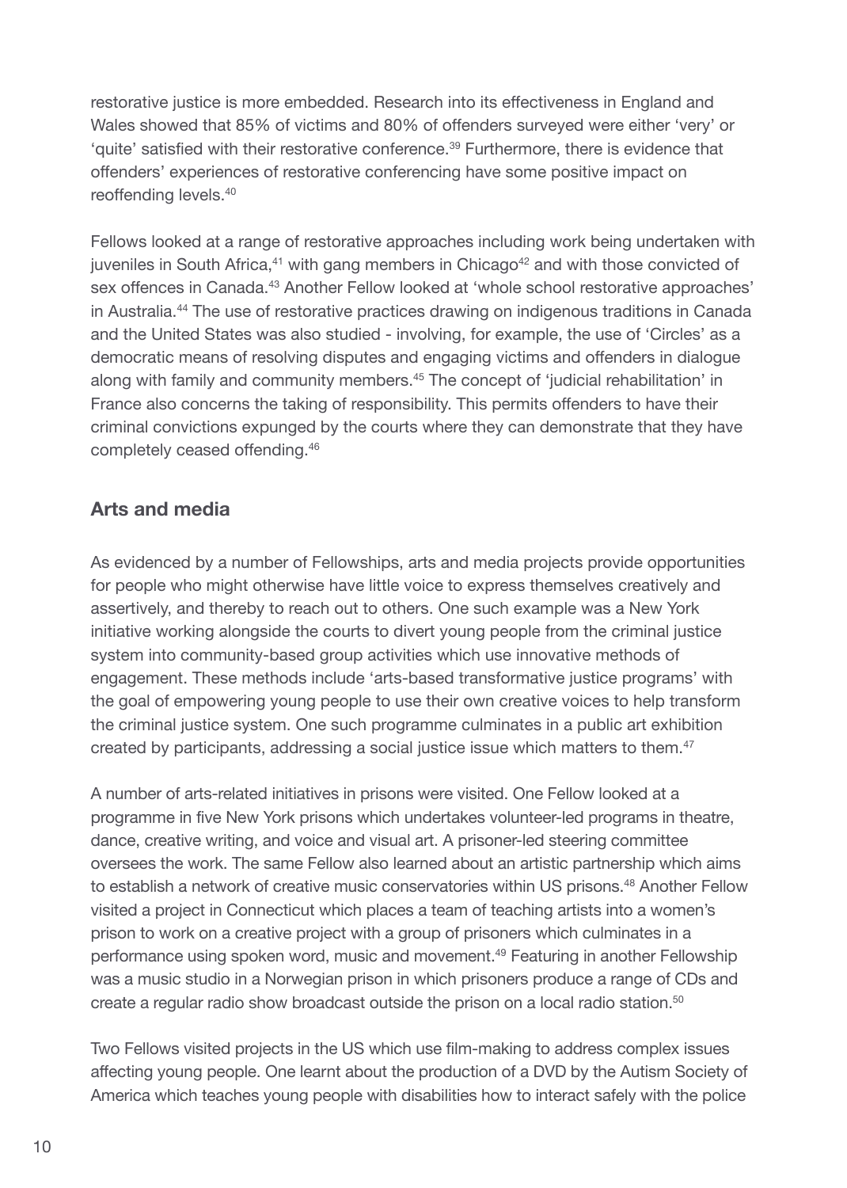restorative justice is more embedded. Research into its effectiveness in England and Wales showed that 85% of victims and 80% of offenders surveyed were either 'very' or 'quite' satisfied with their restorative conference.[39] Furthermore, there is evidence that offenders' experiences of restorative conferencing have some positive impact on reoffending levels.[40]

Fellows looked at a range of restorative approaches including work being undertaken with juveniles in South Africa,[41] with gang members in Chicago[42] and with those convicted of sex offences in Canada.[43] Another Fellow looked at 'whole school restorative approaches' in Australia.[44] The use of restorative practices drawing on indigenous traditions in Canada and the United States was also studied - involving, for example, the use of 'Circles' as a democratic means of resolving disputes and engaging victims and offenders in dialogue along with family and community members.[45] The concept of 'judicial rehabilitation' in France also concerns the taking of responsibility. This permits offenders to have their criminal convictions expunged by the courts where they can demonstrate that they have completely ceased offending.[46]

## Arts and media

As evidenced by a number of Fellowships, arts and media projects provide opportunities for people who might otherwise have little voice to express themselves creatively and assertively, and thereby to reach out to others. One such example was a New York initiative working alongside the courts to divert young people from the criminal justice system into community-based group activities which use innovative methods of engagement. These methods include 'arts-based transformative justice programs' with the goal of empowering young people to use their own creative voices to help transform the criminal justice system. One such programme culminates in a public art exhibition created by participants, addressing a social justice issue which matters to them.[47]

A number of arts-related initiatives in prisons were visited. One Fellow looked at a programme in five New York prisons which undertakes volunteer-led programs in theatre, dance, creative writing, and voice and visual art. A prisoner-led steering committee oversees the work. The same Fellow also learned about an artistic partnership which aims to establish a network of creative music conservatories within US prisons.[48] Another Fellow visited a project in Connecticut which places a team of teaching artists into a women's prison to work on a creative project with a group of prisoners which culminates in a performance using spoken word, music and movement.[49] Featuring in another Fellowship was a music studio in a Norwegian prison in which prisoners produce a range of CDs and create a regular radio show broadcast outside the prison on a local radio station.[50]

Two Fellows visited projects in the US which use film-making to address complex issues affecting young people. One learnt about the production of a DVD by the Autism Society of America which teaches young people with disabilities how to interact safely with the police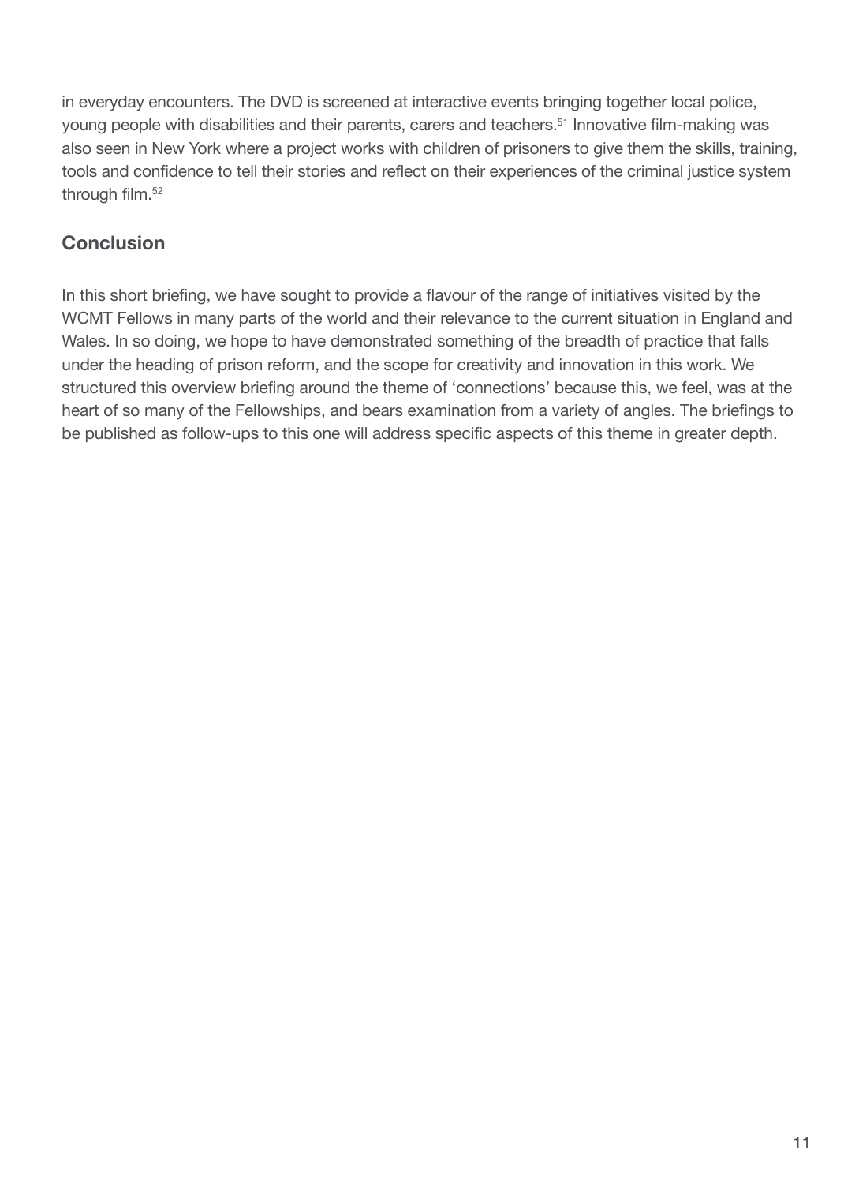in everyday encounters. The DVD is screened at interactive events bringing together local police, young people with disabilities and their parents, carers and teachers.[51] Innovative film-making was also seen in New York where a project works with children of prisoners to give them the skills, training, tools and confidence to tell their stories and reflect on their experiences of the criminal justice system through film.[52]

## Conclusion

In this short briefing, we have sought to provide a flavour of the range of initiatives visited by the WCMT Fellows in many parts of the world and their relevance to the current situation in England and Wales. In so doing, we hope to have demonstrated something of the breadth of practice that falls under the heading of prison reform, and the scope for creativity and innovation in this work. We structured this overview briefing around the theme of 'connections' because this, we feel, was at the heart of so many of the Fellowships, and bears examination from a variety of angles. The briefings to be published as follow-ups to this one will address specific aspects of this theme in greater depth.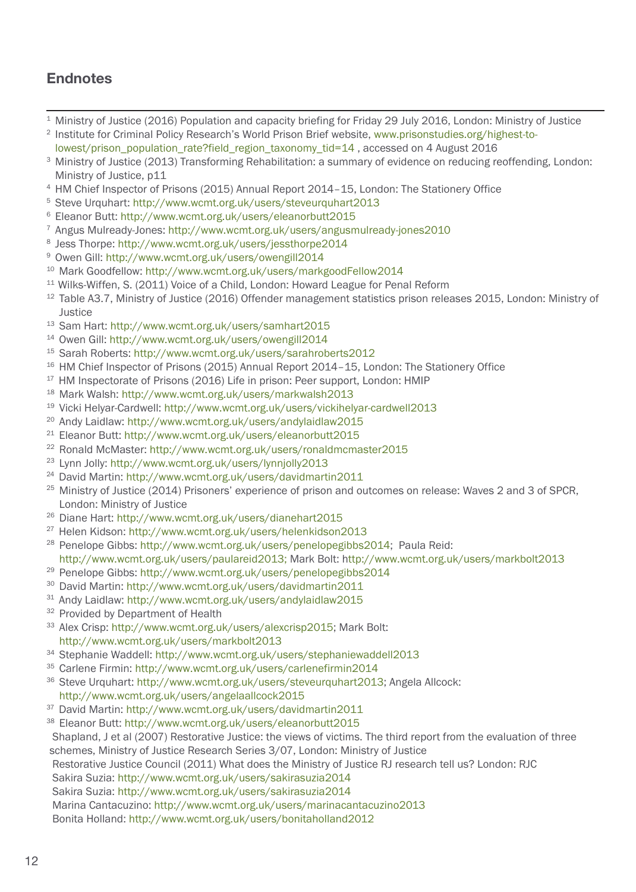## Endnotes

[1] Ministry of Justice (2016) Population and capacity briefing for Friday 29 July 2016, London: Ministry of Justice
[2] Institute for Criminal Policy Research's World Prison Brief website, www.prisonstudies.org/highest-to-lowest/prison_population_rate?field_region_taxonomy_tid=14 , accessed on 4 August 2016
[3] Ministry of Justice (2013) Transforming Rehabilitation: a summary of evidence on reducing reoffending, London: Ministry of Justice, p11
[4] HM Chief Inspector of Prisons (2015) Annual Report 2014–15, London: The Stationery Office
[5] Steve Urquhart: http://www.wcmt.org.uk/users/steveurquhart2013
[6] Eleanor Butt: http://www.wcmt.org.uk/users/eleanorbutt2015
[7] Angus Mulready-Jones: http://www.wcmt.org.uk/users/angusmulready-jones2010
[8] Jess Thorpe: http://www.wcmt.org.uk/users/jessthorpe2014
[9] Owen Gill: http://www.wcmt.org.uk/users/owengill2014
[10] Mark Goodfellow: http://www.wcmt.org.uk/users/markgoodFellow2014
[11] Wilks-Wiffen, S. (2011) Voice of a Child, London: Howard League for Penal Reform
[12] Table A3.7, Ministry of Justice (2016) Offender management statistics prison releases 2015, London: Ministry of Justice
[13] Sam Hart: http://www.wcmt.org.uk/users/samhart2015
[14] Owen Gill: http://www.wcmt.org.uk/users/owengill2014
[15] Sarah Roberts: http://www.wcmt.org.uk/users/sarahroberts2012
[16] HM Chief Inspector of Prisons (2015) Annual Report 2014–15, London: The Stationery Office
[17] HM Inspectorate of Prisons (2016) Life in prison: Peer support, London: HMIP
[18] Mark Walsh: http://www.wcmt.org.uk/users/markwalsh2013
[19] Vicki Helyar-Cardwell: http://www.wcmt.org.uk/users/vickihelyar-cardwell2013
[20] Andy Laidlaw: http://www.wcmt.org.uk/users/andylaidlaw2015
[21] Eleanor Butt: http://www.wcmt.org.uk/users/eleanorbutt2015
[22] Ronald McMaster: http://www.wcmt.org.uk/users/ronaldmcmaster2015
[23] Lynn Jolly: http://www.wcmt.org.uk/users/lynnjolly2013
[24] David Martin: http://www.wcmt.org.uk/users/davidmartin2011
[25] Ministry of Justice (2014) Prisoners' experience of prison and outcomes on release: Waves 2 and 3 of SPCR, London: Ministry of Justice
[26] Diane Hart: http://www.wcmt.org.uk/users/dianehart2015
[27] Helen Kidson: http://www.wcmt.org.uk/users/helenkidson2013
[28] Penelope Gibbs: http://www.wcmt.org.uk/users/penelopegibbs2014; Paula Reid: http://www.wcmt.org.uk/users/paulareid2013; Mark Bolt: http://www.wcmt.org.uk/users/markbolt2013
[29] Penelope Gibbs: http://www.wcmt.org.uk/users/penelopegibbs2014
[30] David Martin: http://www.wcmt.org.uk/users/davidmartin2011
[31] Andy Laidlaw: http://www.wcmt.org.uk/users/andylaidlaw2015
[32] Provided by Department of Health
[33] Alex Crisp: http://www.wcmt.org.uk/users/alexcrisp2015; Mark Bolt: http://www.wcmt.org.uk/users/markbolt2013
[34] Stephanie Waddell: http://www.wcmt.org.uk/users/stephaniewaddell2013
[35] Carlene Firmin: http://www.wcmt.org.uk/users/carlenefirmin2014
[36] Steve Urquhart: http://www.wcmt.org.uk/users/steveurquhart2013; Angela Allcock: http://www.wcmt.org.uk/users/angelaallcock2015
[37] David Martin: http://www.wcmt.org.uk/users/davidmartin2011
[38] Eleanor Butt: http://www.wcmt.org.uk/users/eleanorbutt2015

Shapland, J et al (2007) Restorative Justice: the views of victims. The third report from the evaluation of three schemes, Ministry of Justice Research Series 3/07, London: Ministry of Justice

Restorative Justice Council (2011) What does the Ministry of Justice RJ research tell us? London: RJC

Sakira Suzia: http://www.wcmt.org.uk/users/sakirasuzia2014

Sakira Suzia: http://www.wcmt.org.uk/users/sakirasuzia2014

Marina Cantacuzino: http://www.wcmt.org.uk/users/marinacantacuzino2013

Bonita Holland: http://www.wcmt.org.uk/users/bonitaholland2012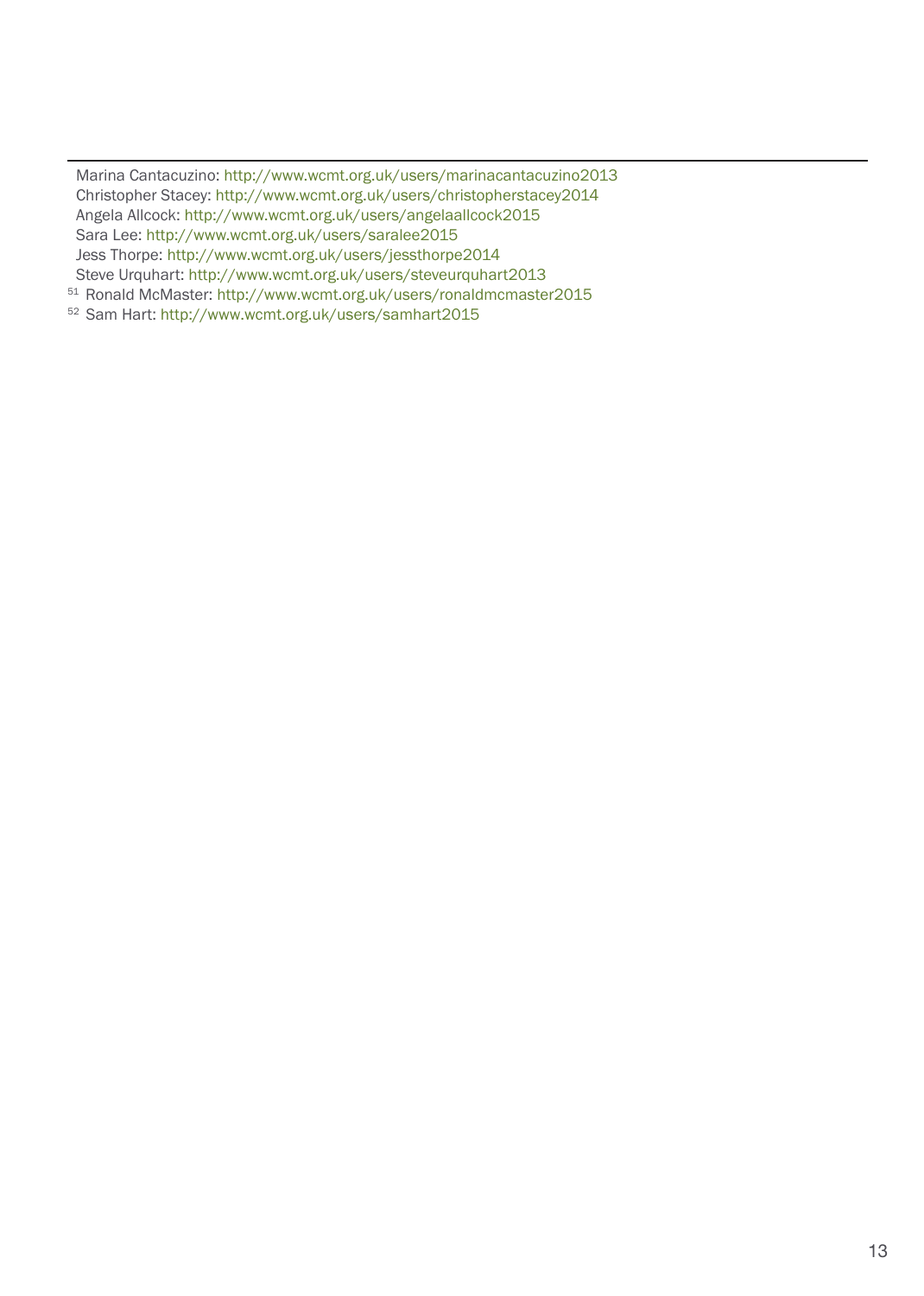Marina Cantacuzino: http://www.wcmt.org.uk/users/marinacantacuzino2013
Christopher Stacey: http://www.wcmt.org.uk/users/christopherstacey2014
Angela Allcock: http://www.wcmt.org.uk/users/angelaallcock2015
Sara Lee: http://www.wcmt.org.uk/users/saralee2015
Jess Thorpe: http://www.wcmt.org.uk/users/jessthorpe2014
Steve Urquhart: http://www.wcmt.org.uk/users/steveurquhart2013

[51] Ronald McMaster: http://www.wcmt.org.uk/users/ronaldmcmaster2015

[52] Sam Hart: http://www.wcmt.org.uk/users/samhart2015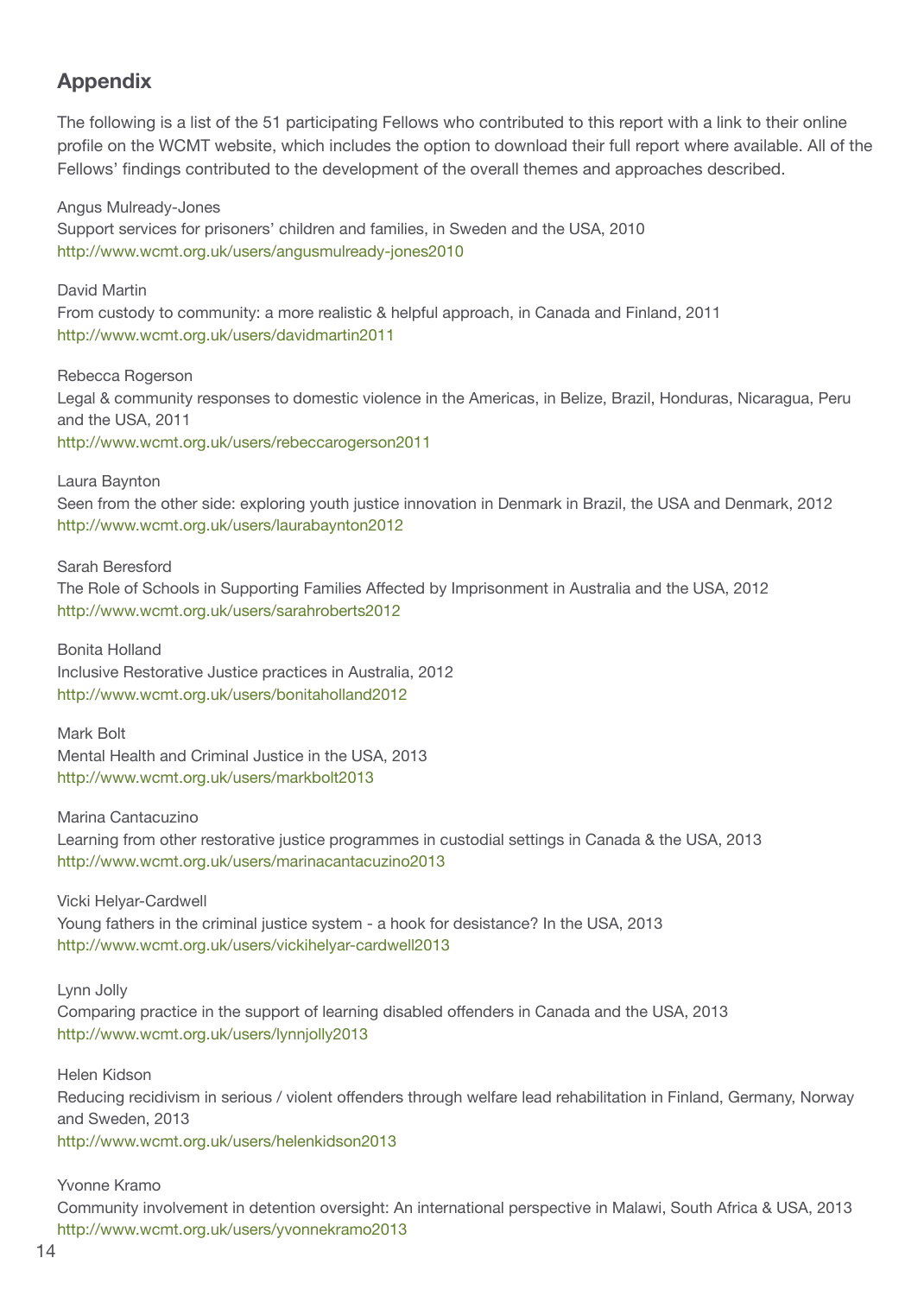## Appendix

The following is a list of the 51 participating Fellows who contributed to this report with a link to their online profile on the WCMT website, which includes the option to download their full report where available. All of the Fellows' findings contributed to the development of the overall themes and approaches described.

Angus Mulready-Jones
Support services for prisoners' children and families, in Sweden and the USA, 2010
http://www.wcmt.org.uk/users/angusmulready-jones2010

David Martin
From custody to community: a more realistic & helpful approach, in Canada and Finland, 2011
http://www.wcmt.org.uk/users/davidmartin2011

Rebecca Rogerson
Legal & community responses to domestic violence in the Americas, in Belize, Brazil, Honduras, Nicaragua, Peru and the USA, 2011
http://www.wcmt.org.uk/users/rebeccarogerson2011

Laura Baynton
Seen from the other side: exploring youth justice innovation in Denmark in Brazil, the USA and Denmark, 2012
http://www.wcmt.org.uk/users/laurabaynton2012

Sarah Beresford
The Role of Schools in Supporting Families Affected by Imprisonment in Australia and the USA, 2012
http://www.wcmt.org.uk/users/sarahroberts2012

Bonita Holland
Inclusive Restorative Justice practices in Australia, 2012
http://www.wcmt.org.uk/users/bonitaholland2012

Mark Bolt
Mental Health and Criminal Justice in the USA, 2013
http://www.wcmt.org.uk/users/markbolt2013

Marina Cantacuzino
Learning from other restorative justice programmes in custodial settings in Canada & the USA, 2013
http://www.wcmt.org.uk/users/marinacantacuzino2013

Vicki Helyar-Cardwell
Young fathers in the criminal justice system - a hook for desistance? In the USA, 2013
http://www.wcmt.org.uk/users/vickihelyar-cardwell2013

Lynn Jolly
Comparing practice in the support of learning disabled offenders in Canada and the USA, 2013
http://www.wcmt.org.uk/users/lynnjolly2013

Helen Kidson
Reducing recidivism in serious / violent offenders through welfare lead rehabilitation in Finland, Germany, Norway and Sweden, 2013
http://www.wcmt.org.uk/users/helenkidson2013

Yvonne Kramo
Community involvement in detention oversight: An international perspective in Malawi, South Africa & USA, 2013
http://www.wcmt.org.uk/users/yvonnekramo2013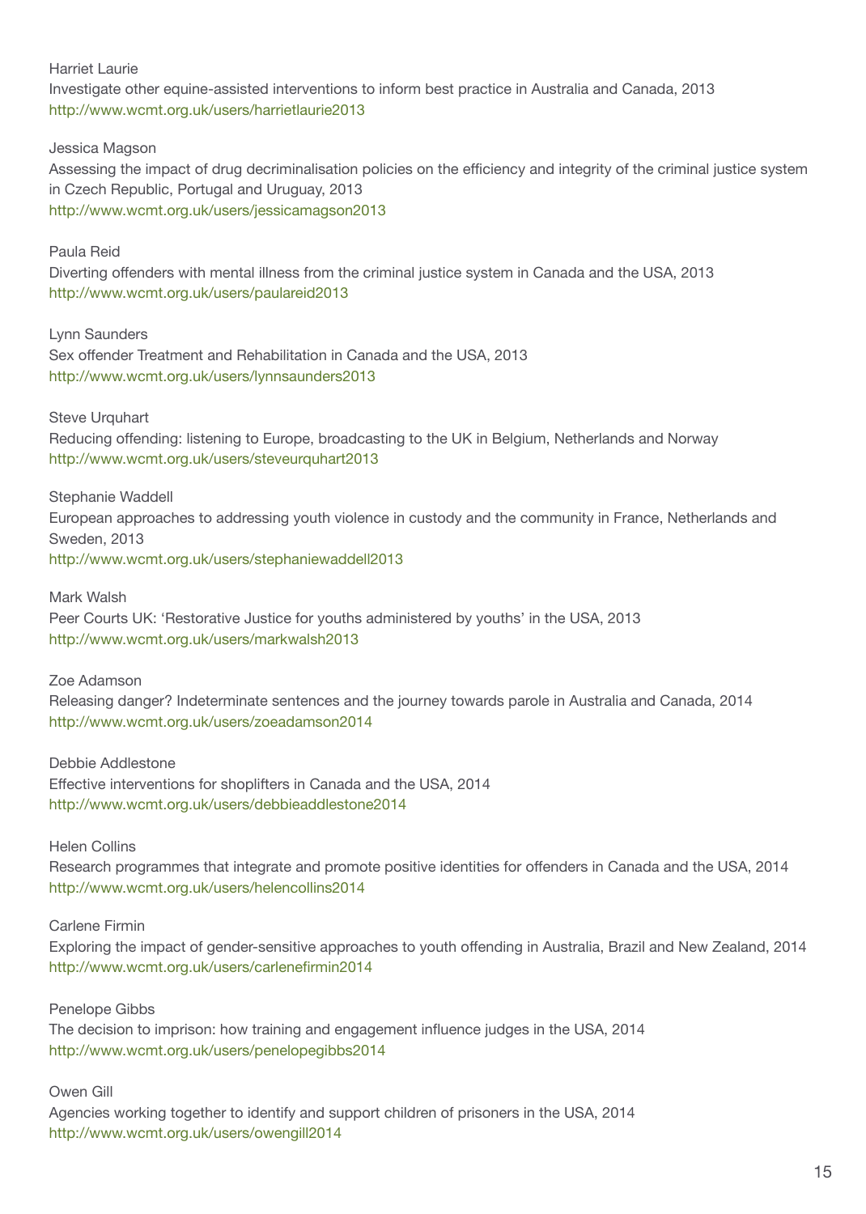Harriet Laurie
Investigate other equine-assisted interventions to inform best practice in Australia and Canada, 2013
http://www.wcmt.org.uk/users/harrietlaurie2013

Jessica Magson
Assessing the impact of drug decriminalisation policies on the efficiency and integrity of the criminal justice system in Czech Republic, Portugal and Uruguay, 2013
http://www.wcmt.org.uk/users/jessicamagson2013

Paula Reid
Diverting offenders with mental illness from the criminal justice system in Canada and the USA, 2013
http://www.wcmt.org.uk/users/paulareid2013

Lynn Saunders
Sex offender Treatment and Rehabilitation in Canada and the USA, 2013
http://www.wcmt.org.uk/users/lynnsaunders2013

Steve Urquhart
Reducing offending: listening to Europe, broadcasting to the UK in Belgium, Netherlands and Norway
http://www.wcmt.org.uk/users/steveurquhart2013

Stephanie Waddell
European approaches to addressing youth violence in custody and the community in France, Netherlands and Sweden, 2013
http://www.wcmt.org.uk/users/stephaniewaddell2013

Mark Walsh
Peer Courts UK: 'Restorative Justice for youths administered by youths' in the USA, 2013
http://www.wcmt.org.uk/users/markwalsh2013

Zoe Adamson
Releasing danger? Indeterminate sentences and the journey towards parole in Australia and Canada, 2014
http://www.wcmt.org.uk/users/zoeadamson2014

Debbie Addlestone
Effective interventions for shoplifters in Canada and the USA, 2014
http://www.wcmt.org.uk/users/debbieaddlestone2014

Helen Collins
Research programmes that integrate and promote positive identities for offenders in Canada and the USA, 2014
http://www.wcmt.org.uk/users/helencollins2014

Carlene Firmin
Exploring the impact of gender-sensitive approaches to youth offending in Australia, Brazil and New Zealand, 2014
http://www.wcmt.org.uk/users/carlenefirmin2014

Penelope Gibbs
The decision to imprison: how training and engagement influence judges in the USA, 2014
http://www.wcmt.org.uk/users/penelopegibbs2014

Owen Gill
Agencies working together to identify and support children of prisoners in the USA, 2014
http://www.wcmt.org.uk/users/owengill2014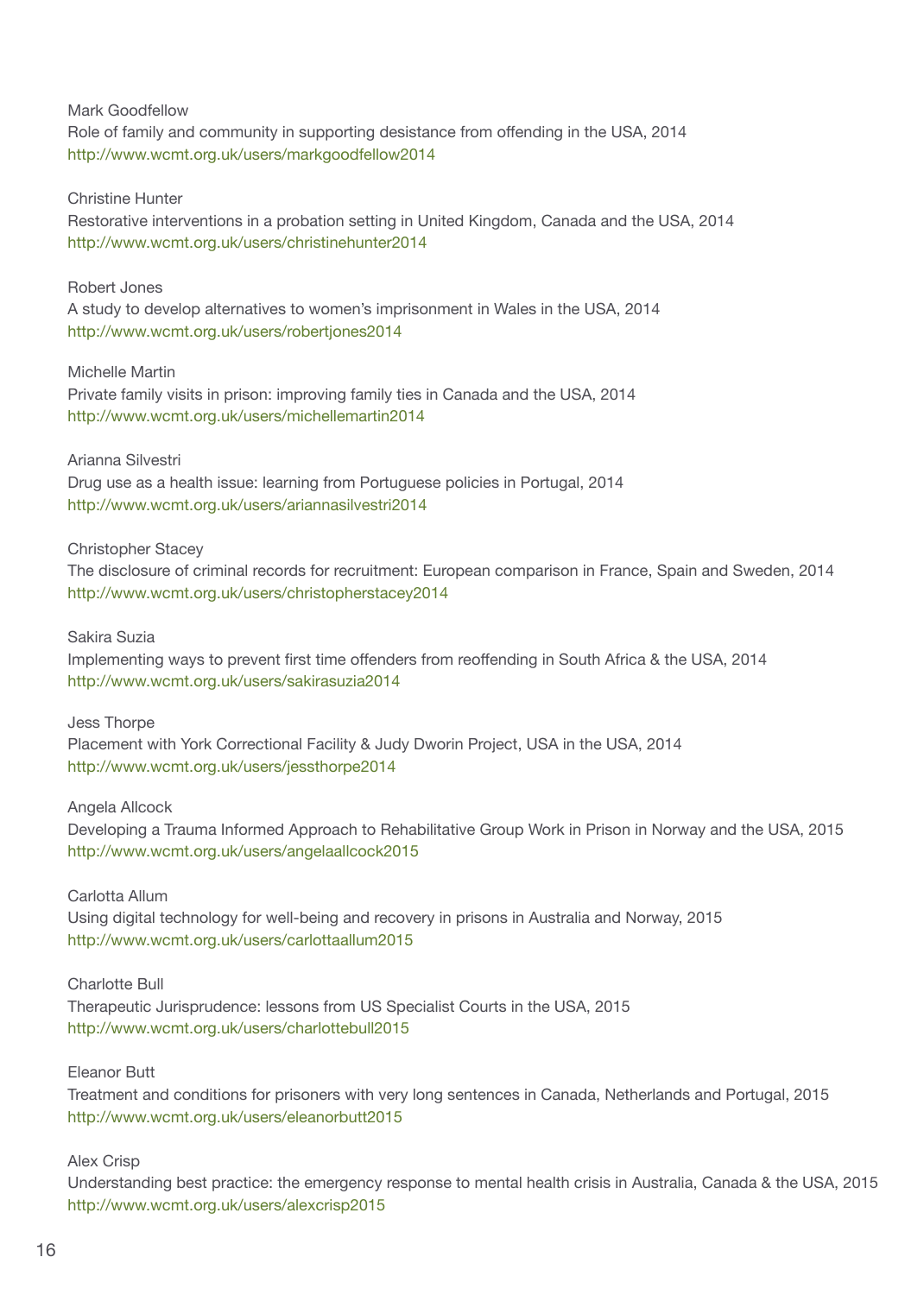Mark Goodfellow
Role of family and community in supporting desistance from offending in the USA, 2014
http://www.wcmt.org.uk/users/markgoodfellow2014

Christine Hunter
Restorative interventions in a probation setting in United Kingdom, Canada and the USA, 2014
http://www.wcmt.org.uk/users/christinehunter2014

Robert Jones
A study to develop alternatives to women's imprisonment in Wales in the USA, 2014
http://www.wcmt.org.uk/users/robertjones2014

Michelle Martin
Private family visits in prison: improving family ties in Canada and the USA, 2014
http://www.wcmt.org.uk/users/michellemartin2014

Arianna Silvestri
Drug use as a health issue: learning from Portuguese policies in Portugal, 2014
http://www.wcmt.org.uk/users/ariannasilvestri2014

Christopher Stacey
The disclosure of criminal records for recruitment: European comparison in France, Spain and Sweden, 2014
http://www.wcmt.org.uk/users/christopherstacey2014

Sakira Suzia
Implementing ways to prevent first time offenders from reoffending in South Africa & the USA, 2014
http://www.wcmt.org.uk/users/sakirasuzia2014

Jess Thorpe
Placement with York Correctional Facility & Judy Dworin Project, USA in the USA, 2014
http://www.wcmt.org.uk/users/jessthorpe2014

Angela Allcock
Developing a Trauma Informed Approach to Rehabilitative Group Work in Prison in Norway and the USA, 2015
http://www.wcmt.org.uk/users/angelaallcock2015

Carlotta Allum
Using digital technology for well-being and recovery in prisons in Australia and Norway, 2015
http://www.wcmt.org.uk/users/carlottaallum2015

Charlotte Bull
Therapeutic Jurisprudence: lessons from US Specialist Courts in the USA, 2015
http://www.wcmt.org.uk/users/charlottebull2015

Eleanor Butt
Treatment and conditions for prisoners with very long sentences in Canada, Netherlands and Portugal, 2015
http://www.wcmt.org.uk/users/eleanorbutt2015

Alex Crisp
Understanding best practice: the emergency response to mental health crisis in Australia, Canada & the USA, 2015
http://www.wcmt.org.uk/users/alexcrisp2015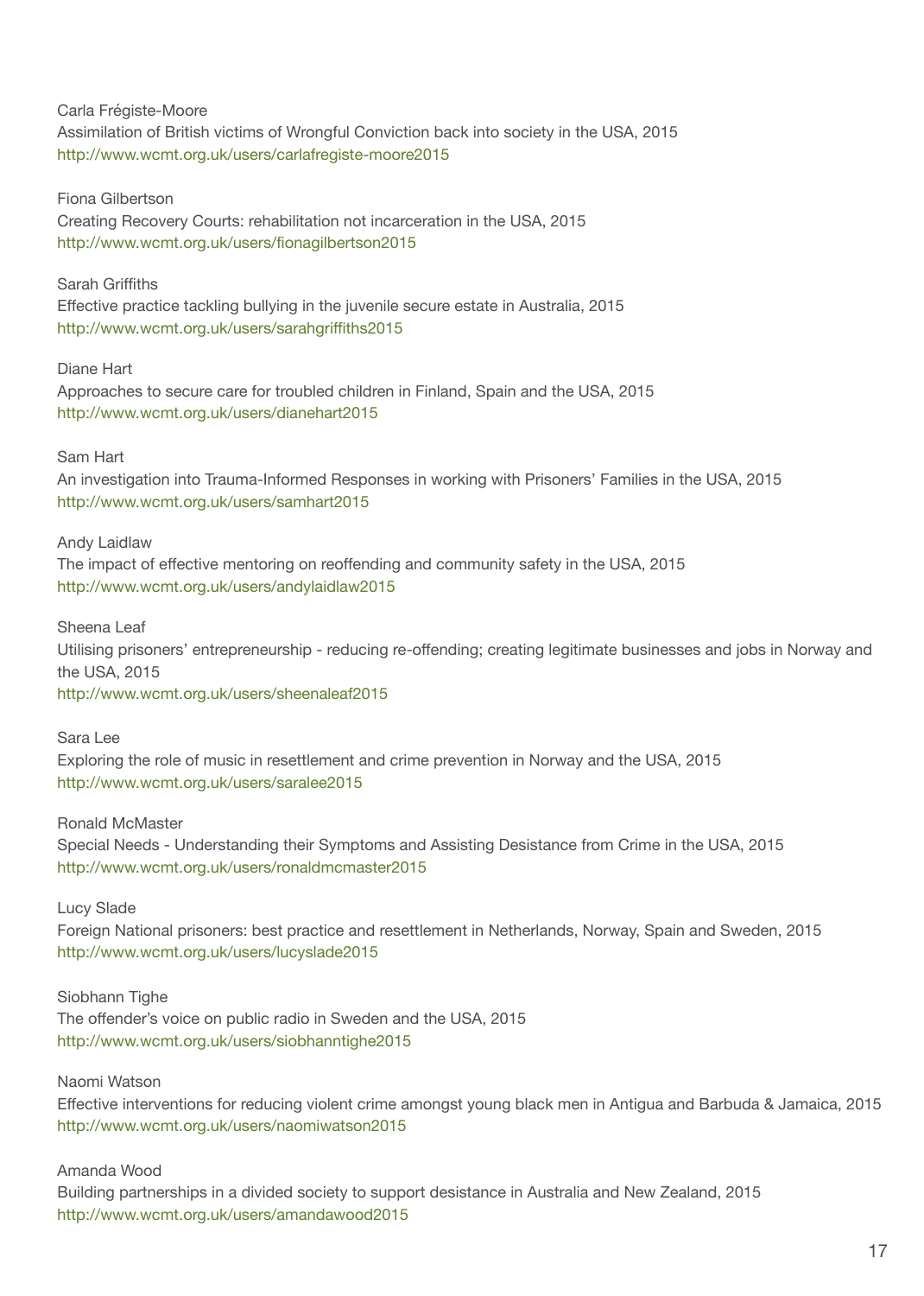Carla Frégiste-Moore
Assimilation of British victims of Wrongful Conviction back into society in the USA, 2015
http://www.wcmt.org.uk/users/carlafregiste-moore2015

Fiona Gilbertson
Creating Recovery Courts: rehabilitation not incarceration in the USA, 2015
http://www.wcmt.org.uk/users/fionagilbertson2015

Sarah Griffiths
Effective practice tackling bullying in the juvenile secure estate in Australia, 2015
http://www.wcmt.org.uk/users/sarahgriffiths2015

Diane Hart
Approaches to secure care for troubled children in Finland, Spain and the USA, 2015
http://www.wcmt.org.uk/users/dianehart2015

Sam Hart
An investigation into Trauma-Informed Responses in working with Prisoners' Families in the USA, 2015
http://www.wcmt.org.uk/users/samhart2015

Andy Laidlaw
The impact of effective mentoring on reoffending and community safety in the USA, 2015
http://www.wcmt.org.uk/users/andylaidlaw2015

Sheena Leaf
Utilising prisoners' entrepreneurship - reducing re-offending; creating legitimate businesses and jobs in Norway and the USA, 2015
http://www.wcmt.org.uk/users/sheenaleaf2015

Sara Lee
Exploring the role of music in resettlement and crime prevention in Norway and the USA, 2015
http://www.wcmt.org.uk/users/saralee2015

Ronald McMaster
Special Needs - Understanding their Symptoms and Assisting Desistance from Crime in the USA, 2015
http://www.wcmt.org.uk/users/ronaldmcmaster2015

Lucy Slade
Foreign National prisoners: best practice and resettlement in Netherlands, Norway, Spain and Sweden, 2015
http://www.wcmt.org.uk/users/lucyslade2015

Siobhann Tighe
The offender's voice on public radio in Sweden and the USA, 2015
http://www.wcmt.org.uk/users/siobhanntighe2015

Naomi Watson
Effective interventions for reducing violent crime amongst young black men in Antigua and Barbuda & Jamaica, 2015
http://www.wcmt.org.uk/users/naomiwatson2015

Amanda Wood
Building partnerships in a divided society to support desistance in Australia and New Zealand, 2015
http://www.wcmt.org.uk/users/amandawood2015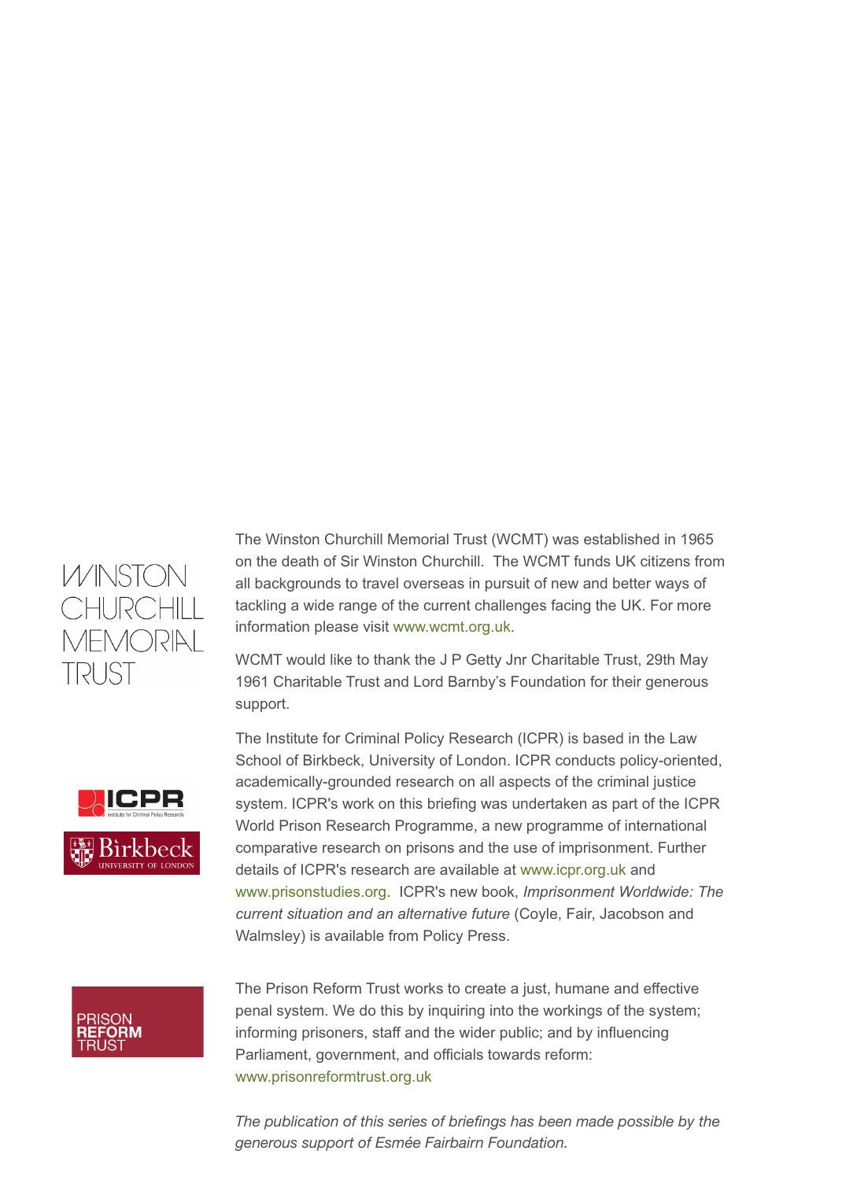WINSTON CHURCHILL MEMORIAL TRUST

The Winston Churchill Memorial Trust (WCMT) was established in 1965 on the death of Sir Winston Churchill. The WCMT funds UK citizens from all backgrounds to travel overseas in pursuit of new and better ways of tackling a wide range of the current challenges facing the UK. For more information please visit www.wcmt.org.uk.

WCMT would like to thank the J P Getty Jnr Charitable Trust, 29th May 1961 Charitable Trust and Lord Barnby's Foundation for their generous support.

ICPR Institute for Criminal Policy Research

Birkbeck UNIVERSITY OF LONDON

The Institute for Criminal Policy Research (ICPR) is based in the Law School of Birkbeck, University of London. ICPR conducts policy-oriented, academically-grounded research on all aspects of the criminal justice system. ICPR's work on this briefing was undertaken as part of the ICPR World Prison Research Programme, a new programme of international comparative research on prisons and the use of imprisonment. Further details of ICPR's research are available at www.icpr.org.uk and www.prisonstudies.org. ICPR's new book, *Imprisonment Worldwide: The current situation and an alternative future* (Coyle, Fair, Jacobson and Walmsley) is available from Policy Press.

PRISON REFORM TRUST

The Prison Reform Trust works to create a just, humane and effective penal system. We do this by inquiring into the workings of the system; informing prisoners, staff and the wider public; and by influencing Parliament, government, and officials towards reform: www.prisonreformtrust.org.uk

*The publication of this series of briefings has been made possible by the generous support of Esmée Fairbairn Foundation.*